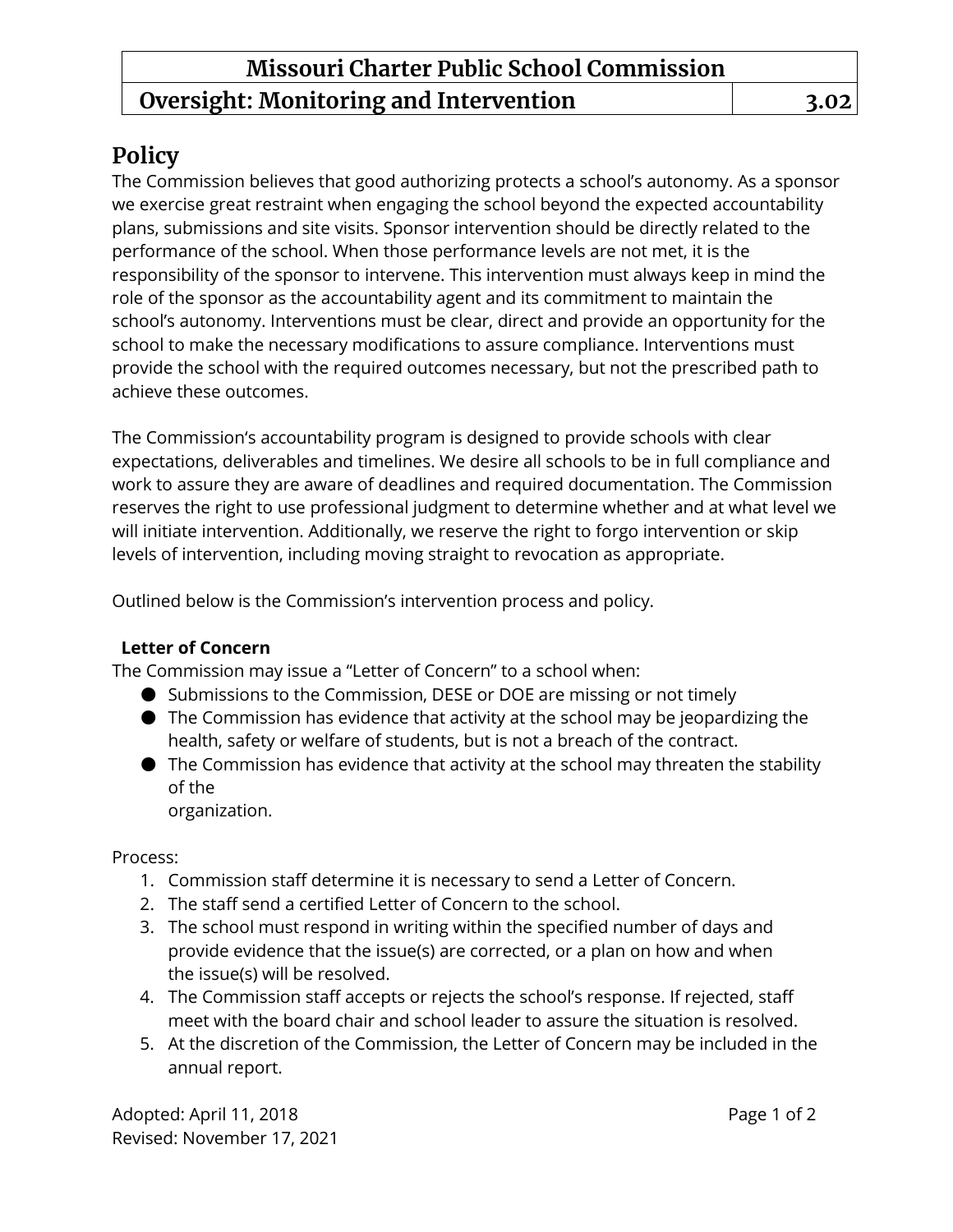| Missouri Charter Public School Commission | |
|---|---|
| Oversight: Monitoring and Intervention | 3.02 |

## Policy

The Commission believes that good authorizing protects a school's autonomy. As a sponsor we exercise great restraint when engaging the school beyond the expected accountability plans, submissions and site visits. Sponsor intervention should be directly related to the performance of the school. When those performance levels are not met, it is the responsibility of the sponsor to intervene. This intervention must always keep in mind the role of the sponsor as the accountability agent and its commitment to maintain the school's autonomy. Interventions must be clear, direct and provide an opportunity for the school to make the necessary modifications to assure compliance. Interventions must provide the school with the required outcomes necessary, but not the prescribed path to achieve these outcomes.

The Commission's accountability program is designed to provide schools with clear expectations, deliverables and timelines. We desire all schools to be in full compliance and work to assure they are aware of deadlines and required documentation. The Commission reserves the right to use professional judgment to determine whether and at what level we will initiate intervention. Additionally, we reserve the right to forgo intervention or skip levels of intervention, including moving straight to revocation as appropriate.

Outlined below is the Commission's intervention process and policy.

**Letter of Concern**

The Commission may issue a "Letter of Concern" to a school when:

- Submissions to the Commission, DESE or DOE are missing or not timely
- The Commission has evidence that activity at the school may be jeopardizing the health, safety or welfare of students, but is not a breach of the contract.
- The Commission has evidence that activity at the school may threaten the stability of the organization.

Process:

1. Commission staff determine it is necessary to send a Letter of Concern.
2. The staff send a certified Letter of Concern to the school.
3. The school must respond in writing within the specified number of days and provide evidence that the issue(s) are corrected, or a plan on how and when the issue(s) will be resolved.
4. The Commission staff accepts or rejects the school's response. If rejected, staff meet with the board chair and school leader to assure the situation is resolved.
5. At the discretion of the Commission, the Letter of Concern may be included in the annual report.

Adopted: April 11, 2018
Revised: November 17, 2021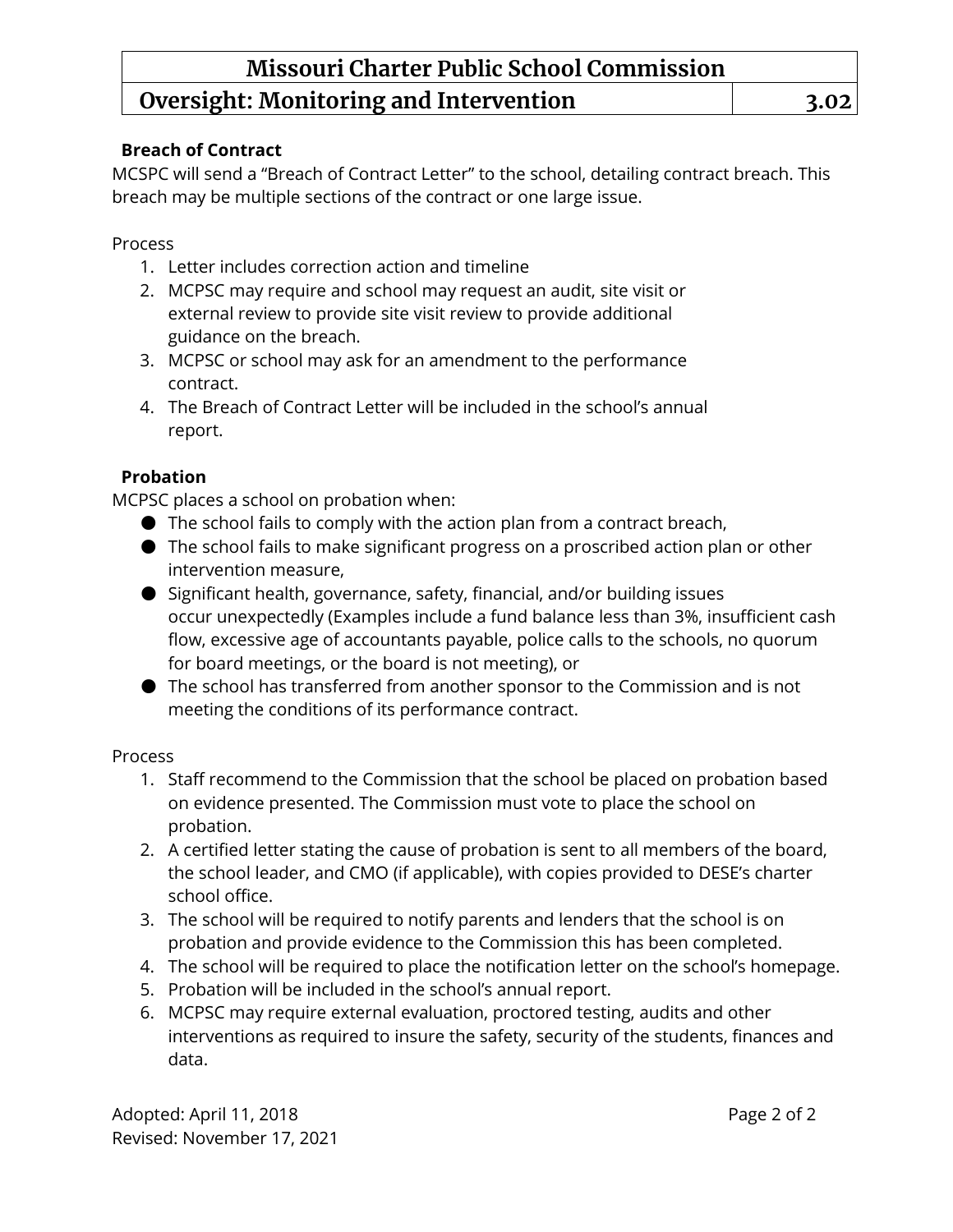**Breach of Contract**

MCSPC will send a “Breach of Contract Letter” to the school, detailing contract breach. This breach may be multiple sections of the contract or one large issue.

Process

1. Letter includes correction action and timeline
2. MCPSC may require and school may request an audit, site visit or external review to provide site visit review to provide additional guidance on the breach.
3. MCPSC or school may ask for an amendment to the performance contract.
4. The Breach of Contract Letter will be included in the school’s annual report.

**Probation**

MCPSC places a school on probation when:

- The school fails to comply with the action plan from a contract breach,
- The school fails to make significant progress on a proscribed action plan or other intervention measure,
- Significant health, governance, safety, financial, and/or building issues occur unexpectedly (Examples include a fund balance less than 3%, insufficient cash flow, excessive age of accountants payable, police calls to the schools, no quorum for board meetings, or the board is not meeting), or
- The school has transferred from another sponsor to the Commission and is not meeting the conditions of its performance contract.

Process

1. Staff recommend to the Commission that the school be placed on probation based on evidence presented. The Commission must vote to place the school on probation.
2. A certified letter stating the cause of probation is sent to all members of the board, the school leader, and CMO (if applicable), with copies provided to DESE’s charter school office.
3. The school will be required to notify parents and lenders that the school is on probation and provide evidence to the Commission this has been completed.
4. The school will be required to place the notification letter on the school’s homepage.
5. Probation will be included in the school’s annual report.
6. MCPSC may require external evaluation, proctored testing, audits and other interventions as required to insure the safety, security of the students, finances and data.

Adopted: April 11, 2018
Revised: November 17, 2021